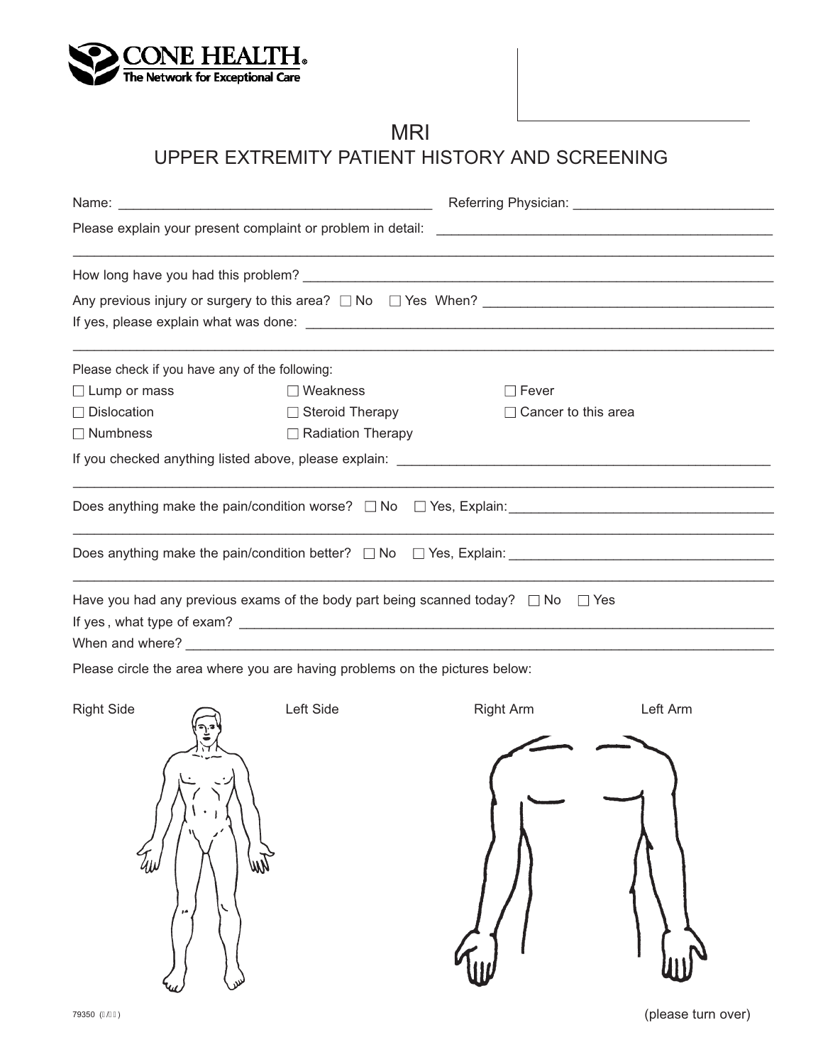**CONE HEALTH**
The Network for Exceptional Care

# MRI
## UPPER EXTREMITY PATIENT HISTORY AND SCREENING

Name: ________________________________________ Referring Physician: _________________________

Please explain your present complaint or problem in detail: ____________________________________________

_____________________________________________________________________________________________

How long have you had this problem? ________________________________________________________________

Any previous injury or surgery to this area? ☐ No ☐ Yes When? ______________________________________

If yes, please explain what was done: _______________________________________________________________

_____________________________________________________________________________________________

Please check if you have any of the following:

| | | |
|---|---|---|
| ☐ Lump or mass | ☐ Weakness | ☐ Fever |
| ☐ Dislocation | ☐ Steroid Therapy | ☐ Cancer to this area |
| ☐ Numbness | ☐ Radiation Therapy | |

If you checked anything listed above, please explain: _________________________________________________

_____________________________________________________________________________________________

Does anything make the pain/condition worse? ☐ No ☐ Yes, Explain: __________________________________

_____________________________________________________________________________________________

Does anything make the pain/condition better? ☐ No ☐ Yes, Explain: __________________________________

_____________________________________________________________________________________________

Have you had any previous exams of the body part being scanned today? ☐ No ☐ Yes

If yes, what type of exam? ____________________________________________________________________

When and where? ____________________________________________________________________________

Please circle the area where you are having problems on the pictures below:

Right Side Left Side Right Arm Left Arm

79350

(please turn over)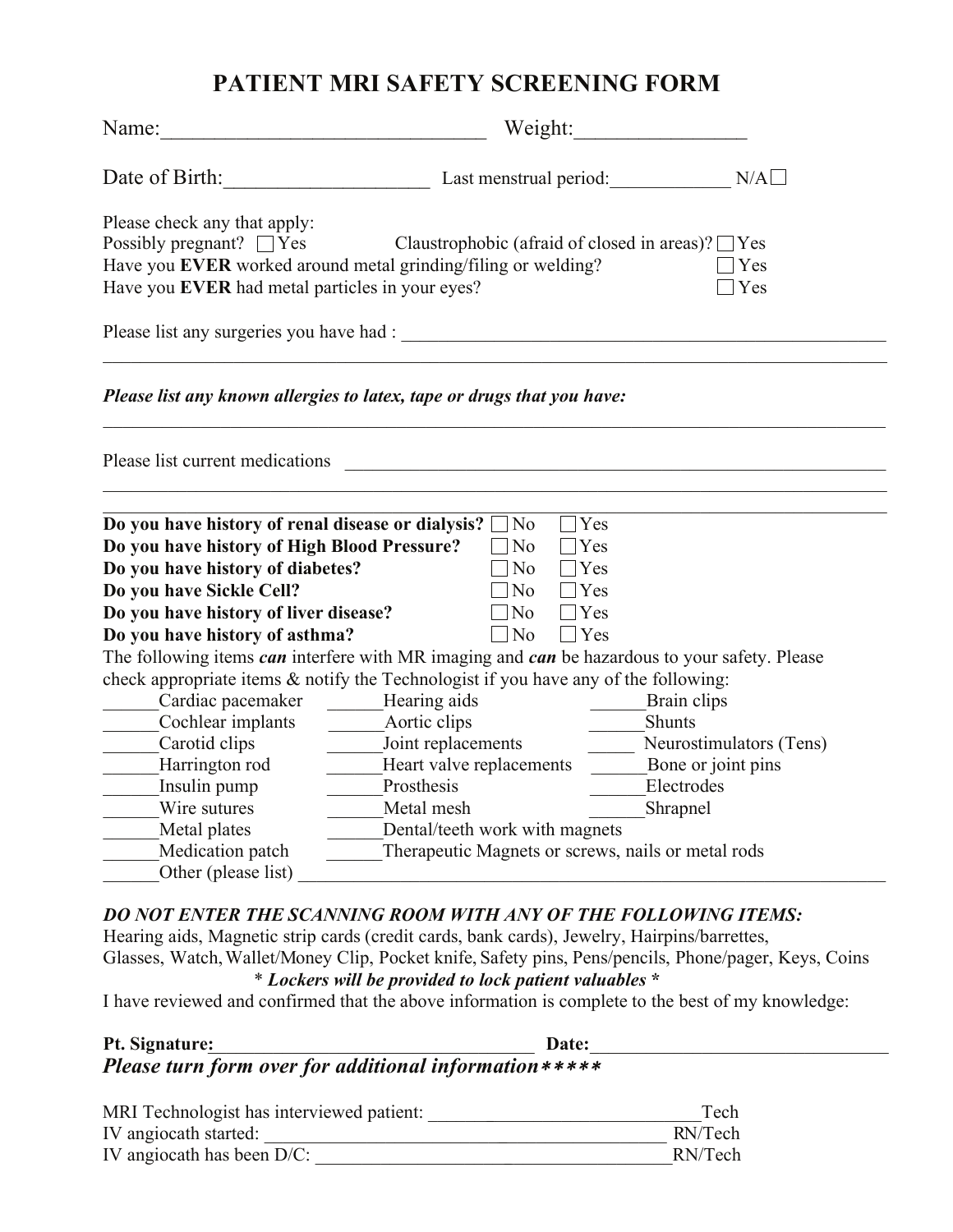# PATIENT MRI SAFETY SCREENING FORM

Name:\_\_\_\_\_\_\_\_\_\_\_\_\_\_\_\_\_\_\_\_\_\_\_\_\_\_\_\_\_\_ Weight:\_\_\_\_\_\_\_\_\_\_\_\_\_\_\_\_

Date of Birth:\_\_\_\_\_\_\_\_\_\_\_\_\_\_\_\_\_\_\_\_ Last menstrual period:\_\_\_\_\_\_\_\_\_\_\_\_\_ N/A ☐

Please check any that apply:

Possibly pregnant? ☐ Yes  Claustrophobic (afraid of closed in areas)? ☐ Yes

Have you **EVER** worked around metal grinding/filing or welding? ☐ Yes

Have you **EVER** had metal particles in your eyes? ☐ Yes

Please list any surgeries you have had : \_\_\_\_\_\_\_\_\_\_\_\_\_\_\_\_\_\_\_\_\_\_\_\_\_\_\_\_\_\_\_\_\_\_\_\_\_\_\_\_\_\_\_\_\_\_\_\_\_\_\_\_

***Please list any known allergies to latex, tape or drugs that you have:***

\_\_\_\_\_\_\_\_\_\_\_\_\_\_\_\_\_\_\_\_\_\_\_\_\_\_\_\_\_\_\_\_\_\_\_\_\_\_\_\_\_\_\_\_\_\_\_\_\_\_\_\_\_\_\_\_\_\_\_\_\_\_\_\_\_\_\_\_\_\_\_\_\_\_\_\_\_\_

Please list current medications \_\_\_\_\_\_\_\_\_\_\_\_\_\_\_\_\_\_\_\_\_\_\_\_\_\_\_\_\_\_\_\_\_\_\_\_\_\_\_\_\_\_\_\_\_\_\_\_\_\_\_\_\_\_\_\_\_\_\_

**Do you have history of renal disease or dialysis?** ☐ No ☐ Yes

**Do you have history of High Blood Pressure?** ☐ No ☐ Yes

**Do you have history of diabetes?** ☐ No ☐ Yes

**Do you have Sickle Cell?** ☐ No ☐ Yes

**Do you have history of liver disease?** ☐ No ☐ Yes

**Do you have history of asthma?** ☐ No ☐ Yes

The following items ***can*** interfere with MR imaging and ***can*** be hazardous to your safety. Please check appropriate items & notify the Technologist if you have any of the following:

| | | |
|---|---|---|
| \_\_\_\_\_\_Cardiac pacemaker | \_\_\_\_\_\_Hearing aids | \_\_\_\_\_\_Brain clips |
| \_\_\_\_\_\_Cochlear implants | \_\_\_\_\_\_Aortic clips | \_\_\_\_\_\_Shunts |
| \_\_\_\_\_\_Carotid clips | \_\_\_\_\_\_Joint replacements | \_\_\_\_\_ Neurostimulators (Tens) |
| \_\_\_\_\_\_Harrington rod | \_\_\_\_\_\_Heart valve replacements | \_\_\_\_\_\_Bone or joint pins |
| \_\_\_\_\_\_Insulin pump | \_\_\_\_\_\_Prosthesis | \_\_\_\_\_\_Electrodes |
| \_\_\_\_\_\_Wire sutures | \_\_\_\_\_\_Metal mesh | \_\_\_\_\_\_Shrapnel |
| \_\_\_\_\_\_Metal plates | \_\_\_\_\_\_Dental/teeth work with magnets | |
| \_\_\_\_\_\_Medication patch | \_\_\_\_\_\_Therapeutic Magnets or screws, nails or metal rods | |

\_\_\_\_\_\_Other (please list) \_\_\_\_\_\_\_\_\_\_\_\_\_\_\_\_\_\_\_\_\_\_\_\_\_\_\_\_\_\_\_\_\_\_\_\_\_\_\_\_\_\_\_\_\_\_\_\_\_\_\_\_\_\_\_\_\_\_\_\_\_\_

***DO NOT ENTER THE SCANNING ROOM WITH ANY OF THE FOLLOWING ITEMS:***

Hearing aids, Magnetic strip cards (credit cards, bank cards), Jewelry, Hairpins/barrettes, Glasses, Watch, Wallet/Money Clip, Pocket knife, Safety pins, Pens/pencils, Phone/pager, Keys, Coins

\* ***Lockers will be provided to lock patient valuables*** \*

I have reviewed and confirmed that the above information is complete to the best of my knowledge:

**Pt. Signature:**\_\_\_\_\_\_\_\_\_\_\_\_\_\_\_\_\_\_\_\_\_\_\_\_\_\_\_\_\_\_\_\_\_\_ **Date:**\_\_\_\_\_\_\_\_\_\_\_\_\_\_\_\_\_\_\_\_\_\_\_\_\_\_\_\_\_\_\_\_

***Please turn form over for additional information*\*\*\*\*\***

MRI Technologist has interviewed patient: \_\_\_\_\_\_\_\_\_\_\_\_\_\_\_\_\_\_\_\_\_\_\_\_\_\_\_\_\_\_Tech

IV angiocath started: \_\_\_\_\_\_\_\_\_\_\_\_\_\_\_\_\_\_\_\_\_\_\_\_\_\_\_\_\_\_\_\_\_\_\_\_\_\_\_\_\_\_\_\_ RN/Tech

IV angiocath has been D/C: \_\_\_\_\_\_\_\_\_\_\_\_\_\_\_\_\_\_\_\_\_\_\_\_\_\_\_\_\_\_\_\_\_\_\_\_\_\_\_\_RN/Tech